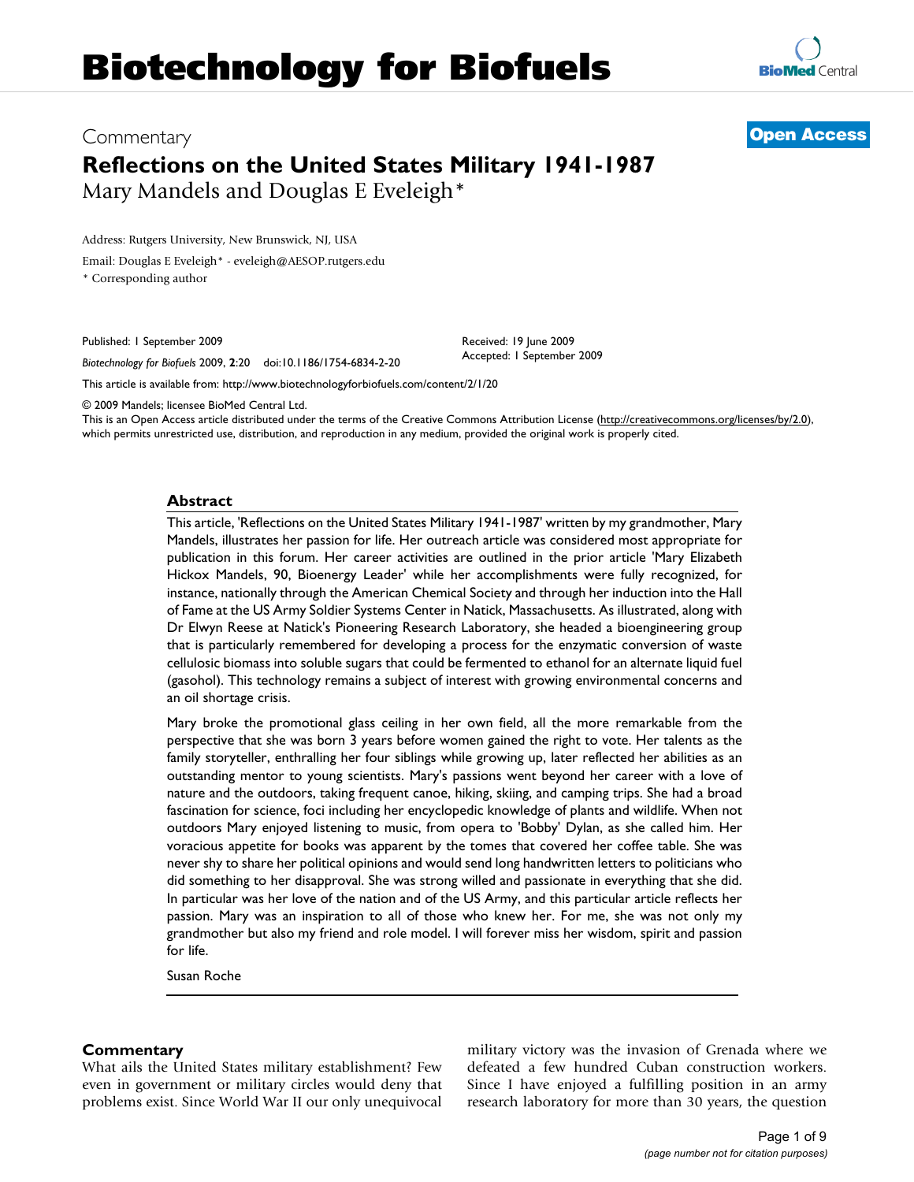# Biotechnology for Biofuels

Commentary

**Open Access**

## Reflections on the United States Military 1941-1987

Mary Mandels and Douglas E Eveleigh*

Address: Rutgers University, New Brunswick, NJ, USA

Email: Douglas E Eveleigh* - eveleigh@AESOP.rutgers.edu

* Corresponding author

Published: 1 September 2009

Received: 19 June 2009

Accepted: 1 September 2009

*Biotechnology for Biofuels* 2009, **2**:20 doi:10.1186/1754-6834-2-20

This article is available from: http://www.biotechnologyforbiofuels.com/content/2/1/20

© 2009 Mandels; licensee BioMed Central Ltd.

This is an Open Access article distributed under the terms of the Creative Commons Attribution License (http://creativecommons.org/licenses/by/2.0), which permits unrestricted use, distribution, and reproduction in any medium, provided the original work is properly cited.

### Abstract

This article, 'Reflections on the United States Military 1941-1987' written by my grandmother, Mary Mandels, illustrates her passion for life. Her outreach article was considered most appropriate for publication in this forum. Her career activities are outlined in the prior article 'Mary Elizabeth Hickox Mandels, 90, Bioenergy Leader' while her accomplishments were fully recognized, for instance, nationally through the American Chemical Society and through her induction into the Hall of Fame at the US Army Soldier Systems Center in Natick, Massachusetts. As illustrated, along with Dr Elwyn Reese at Natick's Pioneering Research Laboratory, she headed a bioengineering group that is particularly remembered for developing a process for the enzymatic conversion of waste cellulosic biomass into soluble sugars that could be fermented to ethanol for an alternate liquid fuel (gasohol). This technology remains a subject of interest with growing environmental concerns and an oil shortage crisis.

Mary broke the promotional glass ceiling in her own field, all the more remarkable from the perspective that she was born 3 years before women gained the right to vote. Her talents as the family storyteller, enthralling her four siblings while growing up, later reflected her abilities as an outstanding mentor to young scientists. Mary's passions went beyond her career with a love of nature and the outdoors, taking frequent canoe, hiking, skiing, and camping trips. She had a broad fascination for science, foci including her encyclopedic knowledge of plants and wildlife. When not outdoors Mary enjoyed listening to music, from opera to 'Bobby' Dylan, as she called him. Her voracious appetite for books was apparent by the tomes that covered her coffee table. She was never shy to share her political opinions and would send long handwritten letters to politicians who did something to her disapproval. She was strong willed and passionate in everything that she did. In particular was her love of the nation and of the US Army, and this particular article reflects her passion. Mary was an inspiration to all of those who knew her. For me, she was not only my grandmother but also my friend and role model. I will forever miss her wisdom, spirit and passion for life.

Susan Roche

### Commentary

What ails the United States military establishment? Few even in government or military circles would deny that problems exist. Since World War II our only unequivocal military victory was the invasion of Grenada where we defeated a few hundred Cuban construction workers. Since I have enjoyed a fulfilling position in an army research laboratory for more than 30 years, the question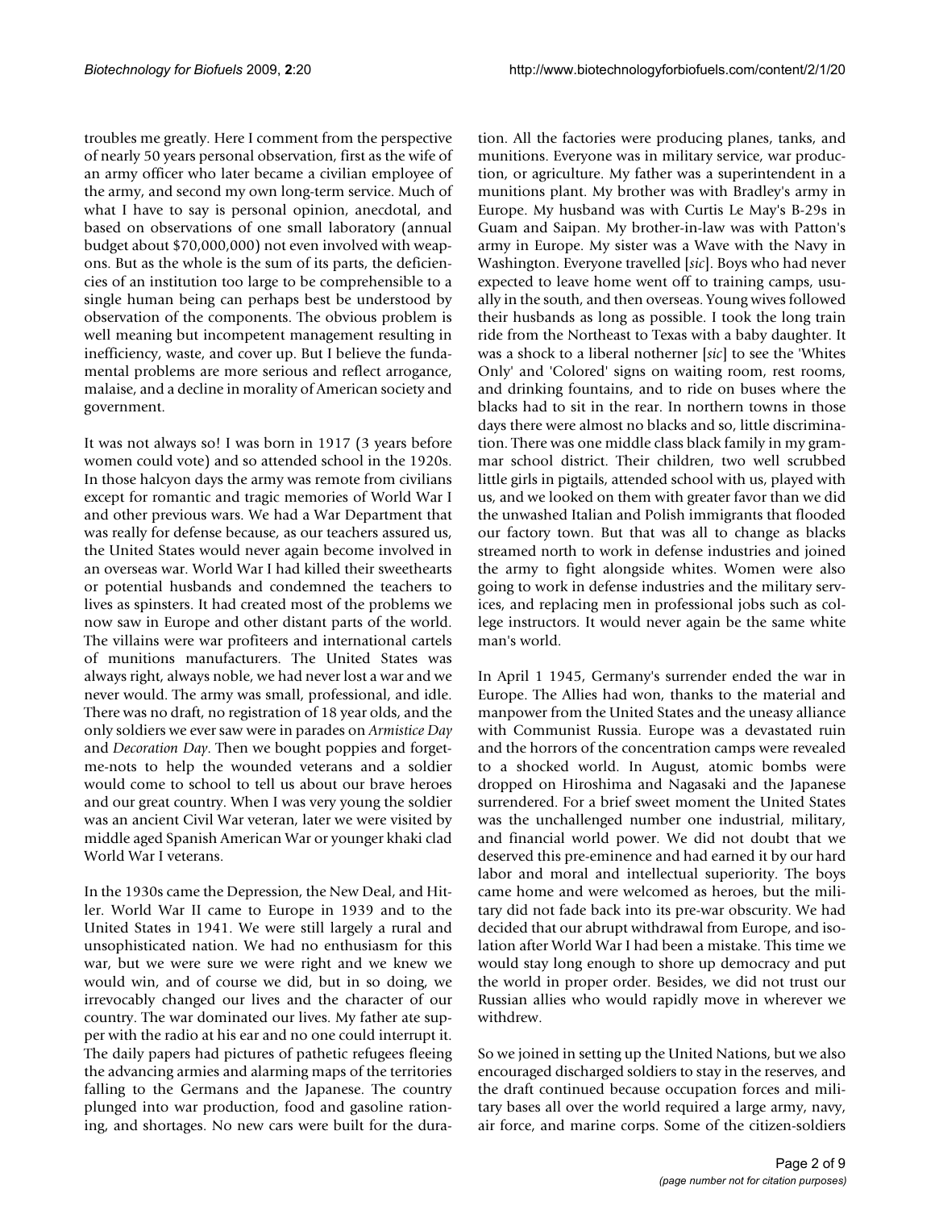troubles me greatly. Here I comment from the perspective of nearly 50 years personal observation, first as the wife of an army officer who later became a civilian employee of the army, and second my own long-term service. Much of what I have to say is personal opinion, anecdotal, and based on observations of one small laboratory (annual budget about $70,000,000) not even involved with weapons. But as the whole is the sum of its parts, the deficiencies of an institution too large to be comprehensible to a single human being can perhaps best be understood by observation of the components. The obvious problem is well meaning but incompetent management resulting in inefficiency, waste, and cover up. But I believe the fundamental problems are more serious and reflect arrogance, malaise, and a decline in morality of American society and government.

It was not always so! I was born in 1917 (3 years before women could vote) and so attended school in the 1920s. In those halcyon days the army was remote from civilians except for romantic and tragic memories of World War I and other previous wars. We had a War Department that was really for defense because, as our teachers assured us, the United States would never again become involved in an overseas war. World War I had killed their sweethearts or potential husbands and condemned the teachers to lives as spinsters. It had created most of the problems we now saw in Europe and other distant parts of the world. The villains were war profiteers and international cartels of munitions manufacturers. The United States was always right, always noble, we had never lost a war and we never would. The army was small, professional, and idle. There was no draft, no registration of 18 year olds, and the only soldiers we ever saw were in parades on *Armistice Day* and *Decoration Day*. Then we bought poppies and forget-me-nots to help the wounded veterans and a soldier would come to school to tell us about our brave heroes and our great country. When I was very young the soldier was an ancient Civil War veteran, later we were visited by middle aged Spanish American War or younger khaki clad World War I veterans.

In the 1930s came the Depression, the New Deal, and Hitler. World War II came to Europe in 1939 and to the United States in 1941. We were still largely a rural and unsophisticated nation. We had no enthusiasm for this war, but we were sure we were right and we knew we would win, and of course we did, but in so doing, we irrevocably changed our lives and the character of our country. The war dominated our lives. My father ate supper with the radio at his ear and no one could interrupt it. The daily papers had pictures of pathetic refugees fleeing the advancing armies and alarming maps of the territories falling to the Germans and the Japanese. The country plunged into war production, food and gasoline rationing, and shortages. No new cars were built for the duration. All the factories were producing planes, tanks, and munitions. Everyone was in military service, war production, or agriculture. My father was a superintendent in a munitions plant. My brother was with Bradley's army in Europe. My husband was with Curtis Le May's B-29s in Guam and Saipan. My brother-in-law was with Patton's army in Europe. My sister was a Wave with the Navy in Washington. Everyone travelled [*sic*]. Boys who had never expected to leave home went off to training camps, usually in the south, and then overseas. Young wives followed their husbands as long as possible. I took the long train ride from the Northeast to Texas with a baby daughter. It was a shock to a liberal notherner [*sic*] to see the 'Whites Only' and 'Colored' signs on waiting room, rest rooms, and drinking fountains, and to ride on buses where the blacks had to sit in the rear. In northern towns in those days there were almost no blacks and so, little discrimination. There was one middle class black family in my grammar school district. Their children, two well scrubbed little girls in pigtails, attended school with us, played with us, and we looked on them with greater favor than we did the unwashed Italian and Polish immigrants that flooded our factory town. But that was all to change as blacks streamed north to work in defense industries and joined the army to fight alongside whites. Women were also going to work in defense industries and the military services, and replacing men in professional jobs such as college instructors. It would never again be the same white man's world.

In April 1 1945, Germany's surrender ended the war in Europe. The Allies had won, thanks to the material and manpower from the United States and the uneasy alliance with Communist Russia. Europe was a devastated ruin and the horrors of the concentration camps were revealed to a shocked world. In August, atomic bombs were dropped on Hiroshima and Nagasaki and the Japanese surrendered. For a brief sweet moment the United States was the unchallenged number one industrial, military, and financial world power. We did not doubt that we deserved this pre-eminence and had earned it by our hard labor and moral and intellectual superiority. The boys came home and were welcomed as heroes, but the military did not fade back into its pre-war obscurity. We had decided that our abrupt withdrawal from Europe, and isolation after World War I had been a mistake. This time we would stay long enough to shore up democracy and put the world in proper order. Besides, we did not trust our Russian allies who would rapidly move in wherever we withdrew.

So we joined in setting up the United Nations, but we also encouraged discharged soldiers to stay in the reserves, and the draft continued because occupation forces and military bases all over the world required a large army, navy, air force, and marine corps. Some of the citizen-soldiers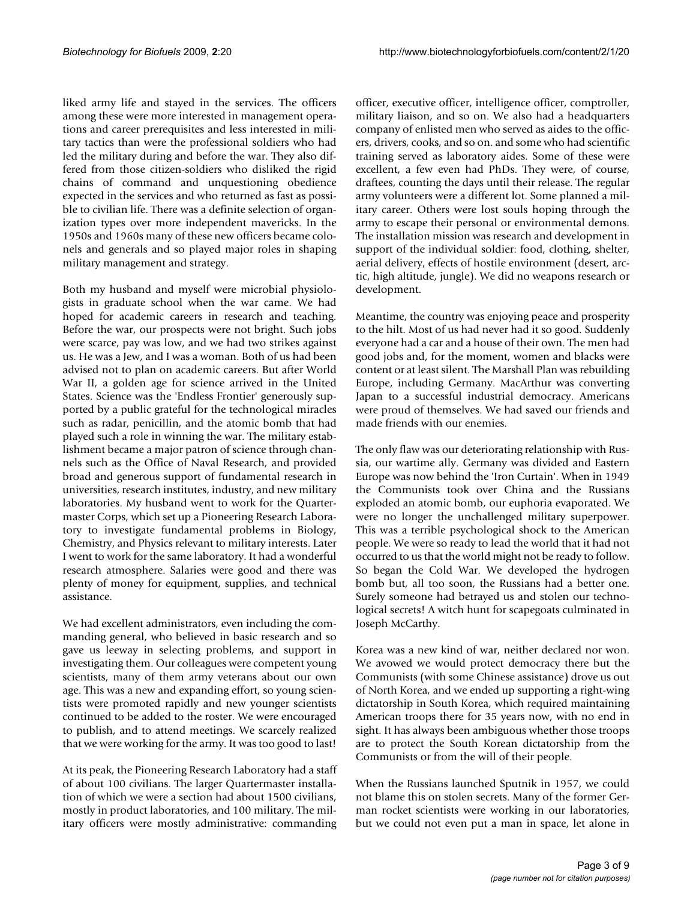liked army life and stayed in the services. The officers among these were more interested in management operations and career prerequisites and less interested in military tactics than were the professional soldiers who had led the military during and before the war. They also differed from those citizen-soldiers who disliked the rigid chains of command and unquestioning obedience expected in the services and who returned as fast as possible to civilian life. There was a definite selection of organization types over more independent mavericks. In the 1950s and 1960s many of these new officers became colonels and generals and so played major roles in shaping military management and strategy.

Both my husband and myself were microbial physiologists in graduate school when the war came. We had hoped for academic careers in research and teaching. Before the war, our prospects were not bright. Such jobs were scarce, pay was low, and we had two strikes against us. He was a Jew, and I was a woman. Both of us had been advised not to plan on academic careers. But after World War II, a golden age for science arrived in the United States. Science was the 'Endless Frontier' generously supported by a public grateful for the technological miracles such as radar, penicillin, and the atomic bomb that had played such a role in winning the war. The military establishment became a major patron of science through channels such as the Office of Naval Research, and provided broad and generous support of fundamental research in universities, research institutes, industry, and new military laboratories. My husband went to work for the Quartermaster Corps, which set up a Pioneering Research Laboratory to investigate fundamental problems in Biology, Chemistry, and Physics relevant to military interests. Later I went to work for the same laboratory. It had a wonderful research atmosphere. Salaries were good and there was plenty of money for equipment, supplies, and technical assistance.

We had excellent administrators, even including the commanding general, who believed in basic research and so gave us leeway in selecting problems, and support in investigating them. Our colleagues were competent young scientists, many of them army veterans about our own age. This was a new and expanding effort, so young scientists were promoted rapidly and new younger scientists continued to be added to the roster. We were encouraged to publish, and to attend meetings. We scarcely realized that we were working for the army. It was too good to last!

At its peak, the Pioneering Research Laboratory had a staff of about 100 civilians. The larger Quartermaster installation of which we were a section had about 1500 civilians, mostly in product laboratories, and 100 military. The military officers were mostly administrative: commanding officer, executive officer, intelligence officer, comptroller, military liaison, and so on. We also had a headquarters company of enlisted men who served as aides to the officers, drivers, cooks, and so on. and some who had scientific training served as laboratory aides. Some of these were excellent, a few even had PhDs. They were, of course, draftees, counting the days until their release. The regular army volunteers were a different lot. Some planned a military career. Others were lost souls hoping through the army to escape their personal or environmental demons. The installation mission was research and development in support of the individual soldier: food, clothing, shelter, aerial delivery, effects of hostile environment (desert, arctic, high altitude, jungle). We did no weapons research or development.

Meantime, the country was enjoying peace and prosperity to the hilt. Most of us had never had it so good. Suddenly everyone had a car and a house of their own. The men had good jobs and, for the moment, women and blacks were content or at least silent. The Marshall Plan was rebuilding Europe, including Germany. MacArthur was converting Japan to a successful industrial democracy. Americans were proud of themselves. We had saved our friends and made friends with our enemies.

The only flaw was our deteriorating relationship with Russia, our wartime ally. Germany was divided and Eastern Europe was now behind the 'Iron Curtain'. When in 1949 the Communists took over China and the Russians exploded an atomic bomb, our euphoria evaporated. We were no longer the unchallenged military superpower. This was a terrible psychological shock to the American people. We were so ready to lead the world that it had not occurred to us that the world might not be ready to follow. So began the Cold War. We developed the hydrogen bomb but, all too soon, the Russians had a better one. Surely someone had betrayed us and stolen our technological secrets! A witch hunt for scapegoats culminated in Joseph McCarthy.

Korea was a new kind of war, neither declared nor won. We avowed we would protect democracy there but the Communists (with some Chinese assistance) drove us out of North Korea, and we ended up supporting a right-wing dictatorship in South Korea, which required maintaining American troops there for 35 years now, with no end in sight. It has always been ambiguous whether those troops are to protect the South Korean dictatorship from the Communists or from the will of their people.

When the Russians launched Sputnik in 1957, we could not blame this on stolen secrets. Many of the former German rocket scientists were working in our laboratories, but we could not even put a man in space, let alone in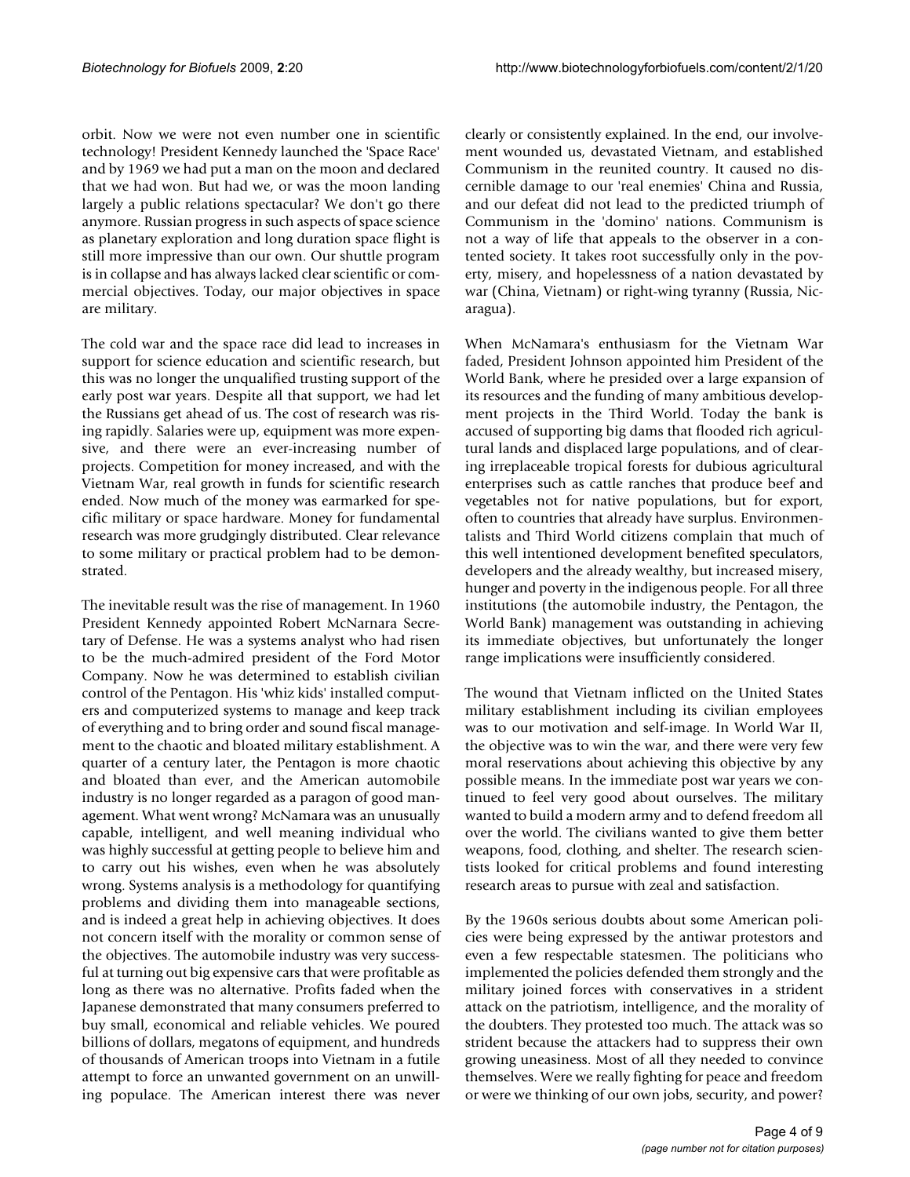orbit. Now we were not even number one in scientific technology! President Kennedy launched the 'Space Race' and by 1969 we had put a man on the moon and declared that we had won. But had we, or was the moon landing largely a public relations spectacular? We don't go there anymore. Russian progress in such aspects of space science as planetary exploration and long duration space flight is still more impressive than our own. Our shuttle program is in collapse and has always lacked clear scientific or commercial objectives. Today, our major objectives in space are military.

The cold war and the space race did lead to increases in support for science education and scientific research, but this was no longer the unqualified trusting support of the early post war years. Despite all that support, we had let the Russians get ahead of us. The cost of research was rising rapidly. Salaries were up, equipment was more expensive, and there were an ever-increasing number of projects. Competition for money increased, and with the Vietnam War, real growth in funds for scientific research ended. Now much of the money was earmarked for specific military or space hardware. Money for fundamental research was more grudgingly distributed. Clear relevance to some military or practical problem had to be demonstrated.

The inevitable result was the rise of management. In 1960 President Kennedy appointed Robert McNarnara Secretary of Defense. He was a systems analyst who had risen to be the much-admired president of the Ford Motor Company. Now he was determined to establish civilian control of the Pentagon. His 'whiz kids' installed computers and computerized systems to manage and keep track of everything and to bring order and sound fiscal management to the chaotic and bloated military establishment. A quarter of a century later, the Pentagon is more chaotic and bloated than ever, and the American automobile industry is no longer regarded as a paragon of good management. What went wrong? McNamara was an unusually capable, intelligent, and well meaning individual who was highly successful at getting people to believe him and to carry out his wishes, even when he was absolutely wrong. Systems analysis is a methodology for quantifying problems and dividing them into manageable sections, and is indeed a great help in achieving objectives. It does not concern itself with the morality or common sense of the objectives. The automobile industry was very successful at turning out big expensive cars that were profitable as long as there was no alternative. Profits faded when the Japanese demonstrated that many consumers preferred to buy small, economical and reliable vehicles. We poured billions of dollars, megatons of equipment, and hundreds of thousands of American troops into Vietnam in a futile attempt to force an unwanted government on an unwilling populace. The American interest there was never clearly or consistently explained. In the end, our involvement wounded us, devastated Vietnam, and established Communism in the reunited country. It caused no discernible damage to our 'real enemies' China and Russia, and our defeat did not lead to the predicted triumph of Communism in the 'domino' nations. Communism is not a way of life that appeals to the observer in a contented society. It takes root successfully only in the poverty, misery, and hopelessness of a nation devastated by war (China, Vietnam) or right-wing tyranny (Russia, Nicaragua).

When McNamara's enthusiasm for the Vietnam War faded, President Johnson appointed him President of the World Bank, where he presided over a large expansion of its resources and the funding of many ambitious development projects in the Third World. Today the bank is accused of supporting big dams that flooded rich agricultural lands and displaced large populations, and of clearing irreplaceable tropical forests for dubious agricultural enterprises such as cattle ranches that produce beef and vegetables not for native populations, but for export, often to countries that already have surplus. Environmentalists and Third World citizens complain that much of this well intentioned development benefited speculators, developers and the already wealthy, but increased misery, hunger and poverty in the indigenous people. For all three institutions (the automobile industry, the Pentagon, the World Bank) management was outstanding in achieving its immediate objectives, but unfortunately the longer range implications were insufficiently considered.

The wound that Vietnam inflicted on the United States military establishment including its civilian employees was to our motivation and self-image. In World War II, the objective was to win the war, and there were very few moral reservations about achieving this objective by any possible means. In the immediate post war years we continued to feel very good about ourselves. The military wanted to build a modern army and to defend freedom all over the world. The civilians wanted to give them better weapons, food, clothing, and shelter. The research scientists looked for critical problems and found interesting research areas to pursue with zeal and satisfaction.

By the 1960s serious doubts about some American policies were being expressed by the antiwar protestors and even a few respectable statesmen. The politicians who implemented the policies defended them strongly and the military joined forces with conservatives in a strident attack on the patriotism, intelligence, and the morality of the doubters. They protested too much. The attack was so strident because the attackers had to suppress their own growing uneasiness. Most of all they needed to convince themselves. Were we really fighting for peace and freedom or were we thinking of our own jobs, security, and power?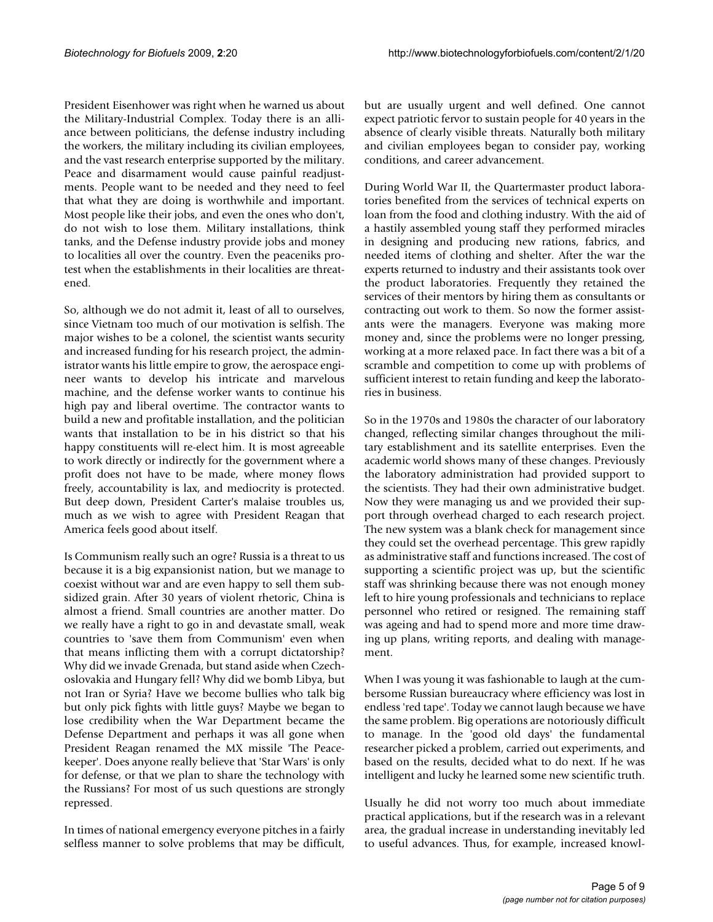President Eisenhower was right when he warned us about the Military-Industrial Complex. Today there is an alliance between politicians, the defense industry including the workers, the military including its civilian employees, and the vast research enterprise supported by the military. Peace and disarmament would cause painful readjustments. People want to be needed and they need to feel that what they are doing is worthwhile and important. Most people like their jobs, and even the ones who don't, do not wish to lose them. Military installations, think tanks, and the Defense industry provide jobs and money to localities all over the country. Even the peaceniks protest when the establishments in their localities are threatened.

So, although we do not admit it, least of all to ourselves, since Vietnam too much of our motivation is selfish. The major wishes to be a colonel, the scientist wants security and increased funding for his research project, the administrator wants his little empire to grow, the aerospace engineer wants to develop his intricate and marvelous machine, and the defense worker wants to continue his high pay and liberal overtime. The contractor wants to build a new and profitable installation, and the politician wants that installation to be in his district so that his happy constituents will re-elect him. It is most agreeable to work directly or indirectly for the government where a profit does not have to be made, where money flows freely, accountability is lax, and mediocrity is protected. But deep down, President Carter's malaise troubles us, much as we wish to agree with President Reagan that America feels good about itself.

Is Communism really such an ogre? Russia is a threat to us because it is a big expansionist nation, but we manage to coexist without war and are even happy to sell them subsidized grain. After 30 years of violent rhetoric, China is almost a friend. Small countries are another matter. Do we really have a right to go in and devastate small, weak countries to 'save them from Communism' even when that means inflicting them with a corrupt dictatorship? Why did we invade Grenada, but stand aside when Czechoslovakia and Hungary fell? Why did we bomb Libya, but not Iran or Syria? Have we become bullies who talk big but only pick fights with little guys? Maybe we began to lose credibility when the War Department became the Defense Department and perhaps it was all gone when President Reagan renamed the MX missile 'The Peacekeeper'. Does anyone really believe that 'Star Wars' is only for defense, or that we plan to share the technology with the Russians? For most of us such questions are strongly repressed.

In times of national emergency everyone pitches in a fairly selfless manner to solve problems that may be difficult, but are usually urgent and well defined. One cannot expect patriotic fervor to sustain people for 40 years in the absence of clearly visible threats. Naturally both military and civilian employees began to consider pay, working conditions, and career advancement.

During World War II, the Quartermaster product laboratories benefited from the services of technical experts on loan from the food and clothing industry. With the aid of a hastily assembled young staff they performed miracles in designing and producing new rations, fabrics, and needed items of clothing and shelter. After the war the experts returned to industry and their assistants took over the product laboratories. Frequently they retained the services of their mentors by hiring them as consultants or contracting out work to them. So now the former assistants were the managers. Everyone was making more money and, since the problems were no longer pressing, working at a more relaxed pace. In fact there was a bit of a scramble and competition to come up with problems of sufficient interest to retain funding and keep the laboratories in business.

So in the 1970s and 1980s the character of our laboratory changed, reflecting similar changes throughout the military establishment and its satellite enterprises. Even the academic world shows many of these changes. Previously the laboratory administration had provided support to the scientists. They had their own administrative budget. Now they were managing us and we provided their support through overhead charged to each research project. The new system was a blank check for management since they could set the overhead percentage. This grew rapidly as administrative staff and functions increased. The cost of supporting a scientific project was up, but the scientific staff was shrinking because there was not enough money left to hire young professionals and technicians to replace personnel who retired or resigned. The remaining staff was ageing and had to spend more and more time drawing up plans, writing reports, and dealing with management.

When I was young it was fashionable to laugh at the cumbersome Russian bureaucracy where efficiency was lost in endless 'red tape'. Today we cannot laugh because we have the same problem. Big operations are notoriously difficult to manage. In the 'good old days' the fundamental researcher picked a problem, carried out experiments, and based on the results, decided what to do next. If he was intelligent and lucky he learned some new scientific truth.

Usually he did not worry too much about immediate practical applications, but if the research was in a relevant area, the gradual increase in understanding inevitably led to useful advances. Thus, for example, increased knowl-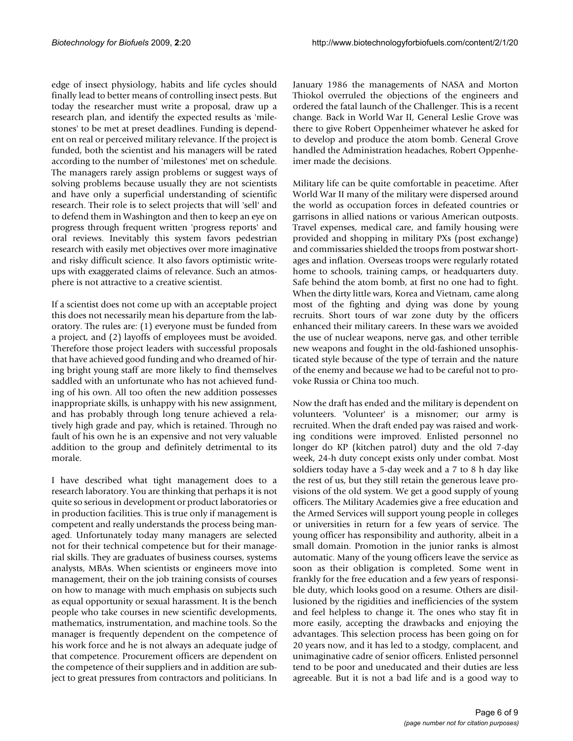edge of insect physiology, habits and life cycles should finally lead to better means of controlling insect pests. But today the researcher must write a proposal, draw up a research plan, and identify the expected results as 'milestones' to be met at preset deadlines. Funding is dependent on real or perceived military relevance. If the project is funded, both the scientist and his managers will be rated according to the number of 'milestones' met on schedule. The managers rarely assign problems or suggest ways of solving problems because usually they are not scientists and have only a superficial understanding of scientific research. Their role is to select projects that will 'sell' and to defend them in Washington and then to keep an eye on progress through frequent written 'progress reports' and oral reviews. Inevitably this system favors pedestrian research with easily met objectives over more imaginative and risky difficult science. It also favors optimistic write-ups with exaggerated claims of relevance. Such an atmosphere is not attractive to a creative scientist.

If a scientist does not come up with an acceptable project this does not necessarily mean his departure from the laboratory. The rules are: (1) everyone must be funded from a project, and (2) layoffs of employees must be avoided. Therefore those project leaders with successful proposals that have achieved good funding and who dreamed of hiring bright young staff are more likely to find themselves saddled with an unfortunate who has not achieved funding of his own. All too often the new addition possesses inappropriate skills, is unhappy with his new assignment, and has probably through long tenure achieved a relatively high grade and pay, which is retained. Through no fault of his own he is an expensive and not very valuable addition to the group and definitely detrimental to its morale.

I have described what tight management does to a research laboratory. You are thinking that perhaps it is not quite so serious in development or product laboratories or in production facilities. This is true only if management is competent and really understands the process being managed. Unfortunately today many managers are selected not for their technical competence but for their managerial skills. They are graduates of business courses, systems analysts, MBAs. When scientists or engineers move into management, their on the job training consists of courses on how to manage with much emphasis on subjects such as equal opportunity or sexual harassment. It is the bench people who take courses in new scientific developments, mathematics, instrumentation, and machine tools. So the manager is frequently dependent on the competence of his work force and he is not always an adequate judge of that competence. Procurement officers are dependent on the competence of their suppliers and in addition are subject to great pressures from contractors and politicians. In January 1986 the managements of NASA and Morton Thiokol overruled the objections of the engineers and ordered the fatal launch of the Challenger. This is a recent change. Back in World War II, General Leslie Grove was there to give Robert Oppenheimer whatever he asked for to develop and produce the atom bomb. General Grove handled the Administration headaches, Robert Oppenheimer made the decisions.

Military life can be quite comfortable in peacetime. After World War II many of the military were dispersed around the world as occupation forces in defeated countries or garrisons in allied nations or various American outposts. Travel expenses, medical care, and family housing were provided and shopping in military PXs (post exchange) and commissaries shielded the troops from postwar shortages and inflation. Overseas troops were regularly rotated home to schools, training camps, or headquarters duty. Safe behind the atom bomb, at first no one had to fight. When the dirty little wars, Korea and Vietnam, came along most of the fighting and dying was done by young recruits. Short tours of war zone duty by the officers enhanced their military careers. In these wars we avoided the use of nuclear weapons, nerve gas, and other terrible new weapons and fought in the old-fashioned unsophisticated style because of the type of terrain and the nature of the enemy and because we had to be careful not to provoke Russia or China too much.

Now the draft has ended and the military is dependent on volunteers. 'Volunteer' is a misnomer; our army is recruited. When the draft ended pay was raised and working conditions were improved. Enlisted personnel no longer do KP (kitchen patrol) duty and the old 7-day week, 24-h duty concept exists only under combat. Most soldiers today have a 5-day week and a 7 to 8 h day like the rest of us, but they still retain the generous leave provisions of the old system. We get a good supply of young officers. The Military Academies give a free education and the Armed Services will support young people in colleges or universities in return for a few years of service. The young officer has responsibility and authority, albeit in a small domain. Promotion in the junior ranks is almost automatic. Many of the young officers leave the service as soon as their obligation is completed. Some went in frankly for the free education and a few years of responsible duty, which looks good on a resume. Others are disillusioned by the rigidities and inefficiencies of the system and feel helpless to change it. The ones who stay fit in more easily, accepting the drawbacks and enjoying the advantages. This selection process has been going on for 20 years now, and it has led to a stodgy, complacent, and unimaginative cadre of senior officers. Enlisted personnel tend to be poor and uneducated and their duties are less agreeable. But it is not a bad life and is a good way to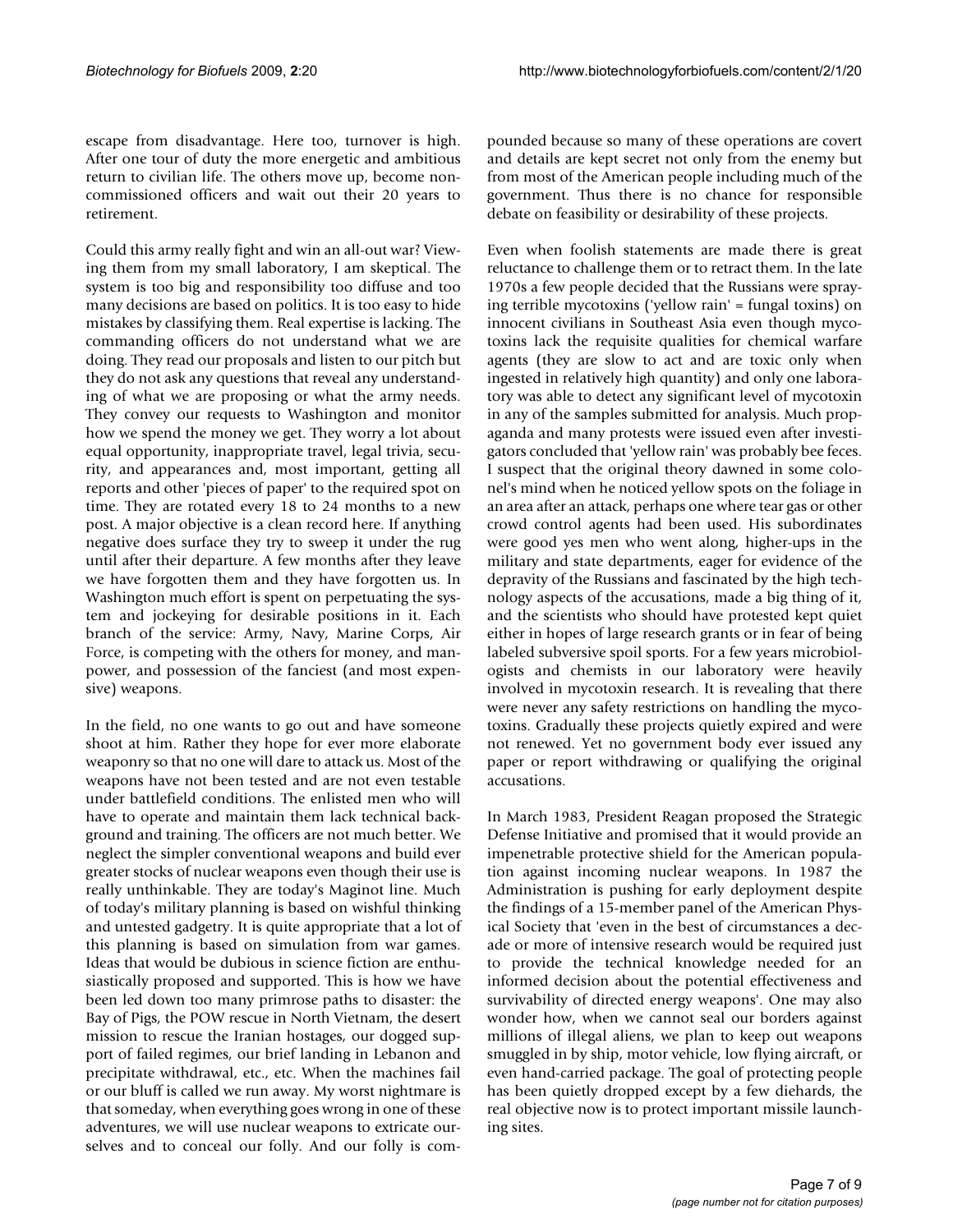escape from disadvantage. Here too, turnover is high. After one tour of duty the more energetic and ambitious return to civilian life. The others move up, become non-commissioned officers and wait out their 20 years to retirement.

Could this army really fight and win an all-out war? Viewing them from my small laboratory, I am skeptical. The system is too big and responsibility too diffuse and too many decisions are based on politics. It is too easy to hide mistakes by classifying them. Real expertise is lacking. The commanding officers do not understand what we are doing. They read our proposals and listen to our pitch but they do not ask any questions that reveal any understanding of what we are proposing or what the army needs. They convey our requests to Washington and monitor how we spend the money we get. They worry a lot about equal opportunity, inappropriate travel, legal trivia, security, and appearances and, most important, getting all reports and other 'pieces of paper' to the required spot on time. They are rotated every 18 to 24 months to a new post. A major objective is a clean record here. If anything negative does surface they try to sweep it under the rug until after their departure. A few months after they leave we have forgotten them and they have forgotten us. In Washington much effort is spent on perpetuating the system and jockeying for desirable positions in it. Each branch of the service: Army, Navy, Marine Corps, Air Force, is competing with the others for money, and manpower, and possession of the fanciest (and most expensive) weapons.

In the field, no one wants to go out and have someone shoot at him. Rather they hope for ever more elaborate weaponry so that no one will dare to attack us. Most of the weapons have not been tested and are not even testable under battlefield conditions. The enlisted men who will have to operate and maintain them lack technical background and training. The officers are not much better. We neglect the simpler conventional weapons and build ever greater stocks of nuclear weapons even though their use is really unthinkable. They are today's Maginot line. Much of today's military planning is based on wishful thinking and untested gadgetry. It is quite appropriate that a lot of this planning is based on simulation from war games. Ideas that would be dubious in science fiction are enthusiastically proposed and supported. This is how we have been led down too many primrose paths to disaster: the Bay of Pigs, the POW rescue in North Vietnam, the desert mission to rescue the Iranian hostages, our dogged support of failed regimes, our brief landing in Lebanon and precipitate withdrawal, etc., etc. When the machines fail or our bluff is called we run away. My worst nightmare is that someday, when everything goes wrong in one of these adventures, we will use nuclear weapons to extricate ourselves and to conceal our folly. And our folly is compounded because so many of these operations are covert and details are kept secret not only from the enemy but from most of the American people including much of the government. Thus there is no chance for responsible debate on feasibility or desirability of these projects.

Even when foolish statements are made there is great reluctance to challenge them or to retract them. In the late 1970s a few people decided that the Russians were spraying terrible mycotoxins ('yellow rain' = fungal toxins) on innocent civilians in Southeast Asia even though mycotoxins lack the requisite qualities for chemical warfare agents (they are slow to act and are toxic only when ingested in relatively high quantity) and only one laboratory was able to detect any significant level of mycotoxin in any of the samples submitted for analysis. Much propaganda and many protests were issued even after investigators concluded that 'yellow rain' was probably bee feces. I suspect that the original theory dawned in some colonel's mind when he noticed yellow spots on the foliage in an area after an attack, perhaps one where tear gas or other crowd control agents had been used. His subordinates were good yes men who went along, higher-ups in the military and state departments, eager for evidence of the depravity of the Russians and fascinated by the high technology aspects of the accusations, made a big thing of it, and the scientists who should have protested kept quiet either in hopes of large research grants or in fear of being labeled subversive spoil sports. For a few years microbiologists and chemists in our laboratory were heavily involved in mycotoxin research. It is revealing that there were never any safety restrictions on handling the mycotoxins. Gradually these projects quietly expired and were not renewed. Yet no government body ever issued any paper or report withdrawing or qualifying the original accusations.

In March 1983, President Reagan proposed the Strategic Defense Initiative and promised that it would provide an impenetrable protective shield for the American population against incoming nuclear weapons. In 1987 the Administration is pushing for early deployment despite the findings of a 15-member panel of the American Physical Society that 'even in the best of circumstances a decade or more of intensive research would be required just to provide the technical knowledge needed for an informed decision about the potential effectiveness and survivability of directed energy weapons'. One may also wonder how, when we cannot seal our borders against millions of illegal aliens, we plan to keep out weapons smuggled in by ship, motor vehicle, low flying aircraft, or even hand-carried package. The goal of protecting people has been quietly dropped except by a few diehards, the real objective now is to protect important missile launching sites.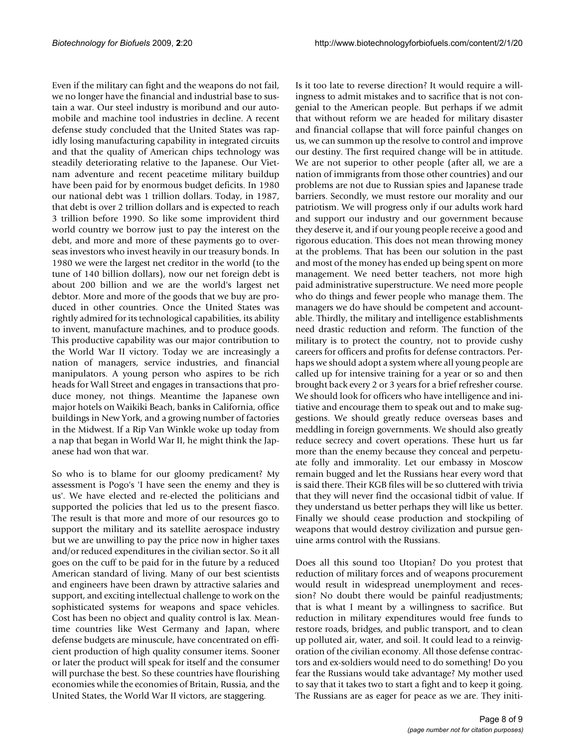Even if the military can fight and the weapons do not fail, we no longer have the financial and industrial base to sustain a war. Our steel industry is moribund and our automobile and machine tool industries in decline. A recent defense study concluded that the United States was rapidly losing manufacturing capability in integrated circuits and that the quality of American chips technology was steadily deteriorating relative to the Japanese. Our Vietnam adventure and recent peacetime military buildup have been paid for by enormous budget deficits. In 1980 our national debt was 1 trillion dollars. Today, in 1987, that debt is over 2 trillion dollars and is expected to reach 3 trillion before 1990. So like some improvident third world country we borrow just to pay the interest on the debt, and more and more of these payments go to overseas investors who invest heavily in our treasury bonds. In 1980 we were the largest net creditor in the world (to the tune of 140 billion dollars), now our net foreign debt is about 200 billion and we are the world's largest net debtor. More and more of the goods that we buy are produced in other countries. Once the United States was rightly admired for its technological capabilities, its ability to invent, manufacture machines, and to produce goods. This productive capability was our major contribution to the World War II victory. Today we are increasingly a nation of managers, service industries, and financial manipulators. A young person who aspires to be rich heads for Wall Street and engages in transactions that produce money, not things. Meantime the Japanese own major hotels on Waikiki Beach, banks in California, office buildings in New York, and a growing number of factories in the Midwest. If a Rip Van Winkle woke up today from a nap that began in World War II, he might think the Japanese had won that war.

So who is to blame for our gloomy predicament? My assessment is Pogo's 'I have seen the enemy and they is us'. We have elected and re-elected the politicians and supported the policies that led us to the present fiasco. The result is that more and more of our resources go to support the military and its satellite aerospace industry but we are unwilling to pay the price now in higher taxes and/or reduced expenditures in the civilian sector. So it all goes on the cuff to be paid for in the future by a reduced American standard of living. Many of our best scientists and engineers have been drawn by attractive salaries and support, and exciting intellectual challenge to work on the sophisticated systems for weapons and space vehicles. Cost has been no object and quality control is lax. Meantime countries like West Germany and Japan, where defense budgets are minuscule, have concentrated on efficient production of high quality consumer items. Sooner or later the product will speak for itself and the consumer will purchase the best. So these countries have flourishing economies while the economies of Britain, Russia, and the United States, the World War II victors, are staggering.

Is it too late to reverse direction? It would require a willingness to admit mistakes and to sacrifice that is not congenial to the American people. But perhaps if we admit that without reform we are headed for military disaster and financial collapse that will force painful changes on us, we can summon up the resolve to control and improve our destiny. The first required change will be in attitude. We are not superior to other people (after all, we are a nation of immigrants from those other countries) and our problems are not due to Russian spies and Japanese trade barriers. Secondly, we must restore our morality and our patriotism. We will progress only if our adults work hard and support our industry and our government because they deserve it, and if our young people receive a good and rigorous education. This does not mean throwing money at the problems. That has been our solution in the past and most of the money has ended up being spent on more management. We need better teachers, not more high paid administrative superstructure. We need more people who do things and fewer people who manage them. The managers we do have should be competent and accountable. Thirdly, the military and intelligence establishments need drastic reduction and reform. The function of the military is to protect the country, not to provide cushy careers for officers and profits for defense contractors. Perhaps we should adopt a system where all young people are called up for intensive training for a year or so and then brought back every 2 or 3 years for a brief refresher course. We should look for officers who have intelligence and initiative and encourage them to speak out and to make suggestions. We should greatly reduce overseas bases and meddling in foreign governments. We should also greatly reduce secrecy and covert operations. These hurt us far more than the enemy because they conceal and perpetuate folly and immorality. Let our embassy in Moscow remain bugged and let the Russians hear every word that is said there. Their KGB files will be so cluttered with trivia that they will never find the occasional tidbit of value. If they understand us better perhaps they will like us better. Finally we should cease production and stockpiling of weapons that would destroy civilization and pursue genuine arms control with the Russians.

Does all this sound too Utopian? Do you protest that reduction of military forces and of weapons procurement would result in widespread unemployment and recession? No doubt there would be painful readjustments; that is what I meant by a willingness to sacrifice. But reduction in military expenditures would free funds to restore roads, bridges, and public transport, and to clean up polluted air, water, and soil. It could lead to a reinvigoration of the civilian economy. All those defense contractors and ex-soldiers would need to do something! Do you fear the Russians would take advantage? My mother used to say that it takes two to start a fight and to keep it going. The Russians are as eager for peace as we are. They initi-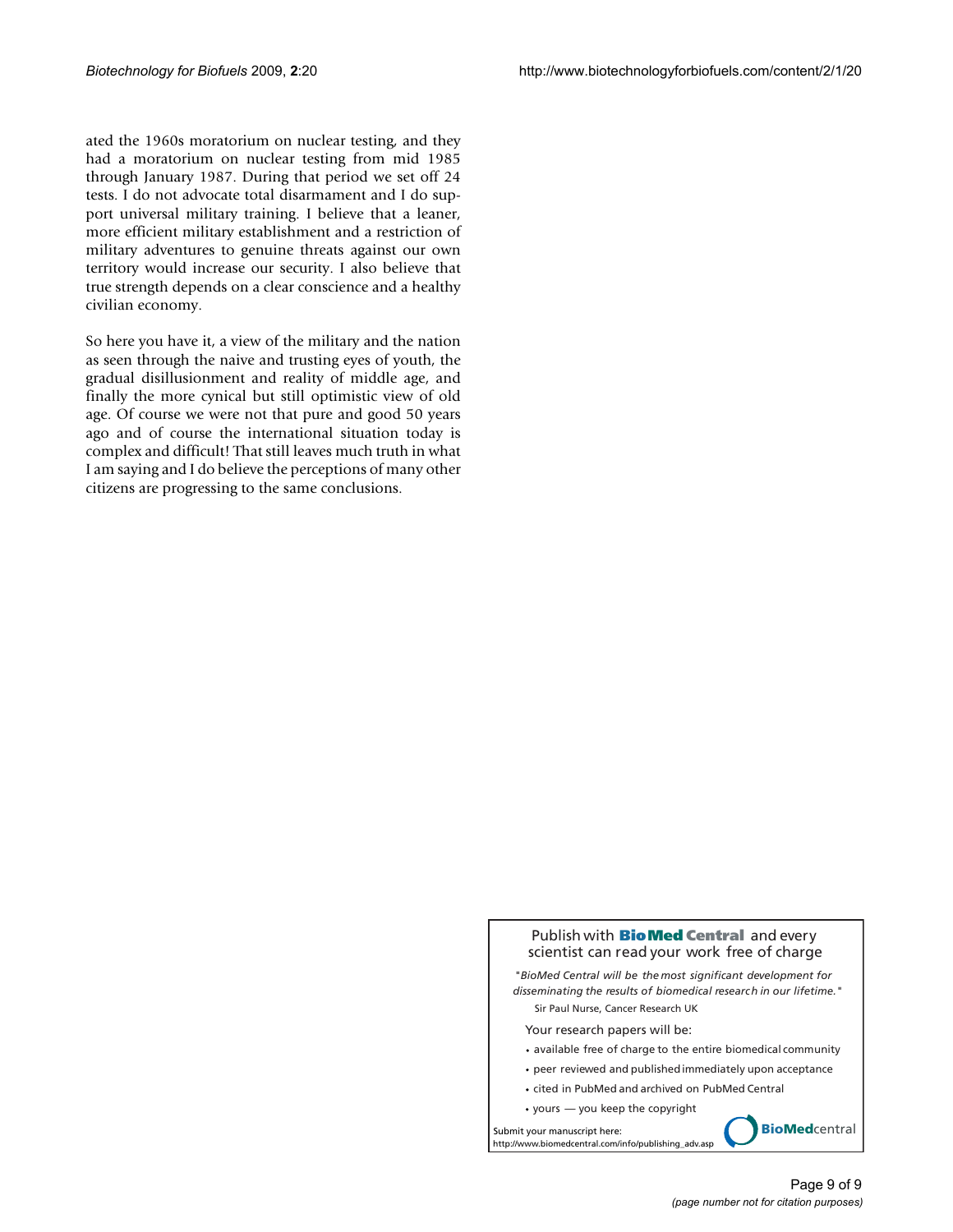ated the 1960s moratorium on nuclear testing, and they had a moratorium on nuclear testing from mid 1985 through January 1987. During that period we set off 24 tests. I do not advocate total disarmament and I do support universal military training. I believe that a leaner, more efficient military establishment and a restriction of military adventures to genuine threats against our own territory would increase our security. I also believe that true strength depends on a clear conscience and a healthy civilian economy.

So here you have it, a view of the military and the nation as seen through the naive and trusting eyes of youth, the gradual disillusionment and reality of middle age, and finally the more cynical but still optimistic view of old age. Of course we were not that pure and good 50 years ago and of course the international situation today is complex and difficult! That still leaves much truth in what I am saying and I do believe the perceptions of many other citizens are progressing to the same conclusions.

Publish with **BioMed Central** and every scientist can read your work free of charge

"*BioMed Central will be the most significant development for disseminating the results of biomedical research in our lifetime.*"

Sir Paul Nurse, Cancer Research UK

Your research papers will be:

- available free of charge to the entire biomedical community
- peer reviewed and published immediately upon acceptance
- cited in PubMed and archived on PubMed Central
- yours — you keep the copyright

Submit your manuscript here:
http://www.biomedcentral.com/info/publishing_adv.asp

**BioMed**central